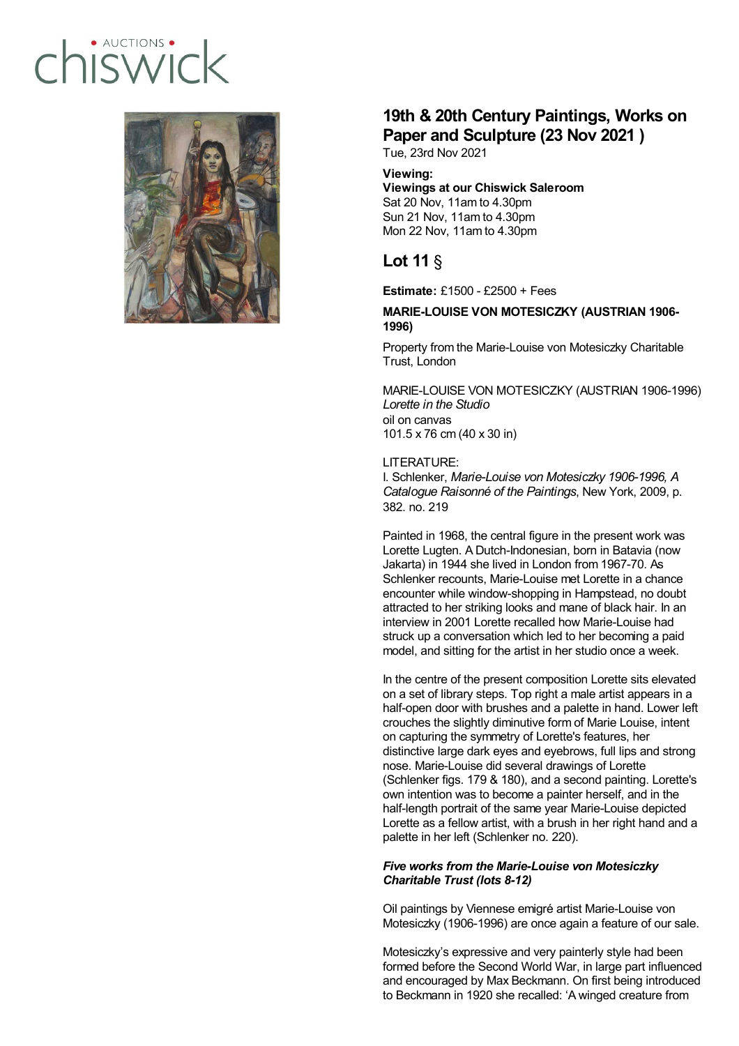# 19th & 20th Century Paintings, Works on Paper and Sculpture (23 Nov 2021 )

Tue, 23rd Nov 2021

**Viewing:**
**Viewings at our Chiswick Saleroom**
Sat 20 Nov, 11am to 4.30pm
Sun 21 Nov, 11am to 4.30pm
Mon 22 Nov, 11am to 4.30pm

## Lot 11 §

**Estimate:** £1500 - £2500 + Fees

**MARIE-LOUISE VON MOTESICZKY (AUSTRIAN 1906-1996)**

Property from the Marie-Louise von Motesiczky Charitable Trust, London

MARIE-LOUISE VON MOTESICZKY (AUSTRIAN 1906-1996)
*Lorette in the Studio*
oil on canvas
101.5 x 76 cm (40 x 30 in)

LITERATURE:
I. Schlenker, *Marie-Louise von Motesiczky 1906-1996, A Catalogue Raisonné of the Paintings*, New York, 2009, p. 382. no. 219

Painted in 1968, the central figure in the present work was Lorette Lugten. A Dutch-Indonesian, born in Batavia (now Jakarta) in 1944 she lived in London from 1967-70. As Schlenker recounts, Marie-Louise met Lorette in a chance encounter while window-shopping in Hampstead, no doubt attracted to her striking looks and mane of black hair. In an interview in 2001 Lorette recalled how Marie-Louise had struck up a conversation which led to her becoming a paid model, and sitting for the artist in her studio once a week.

In the centre of the present composition Lorette sits elevated on a set of library steps. Top right a male artist appears in a half-open door with brushes and a palette in hand. Lower left crouches the slightly diminutive form of Marie Louise, intent on capturing the symmetry of Lorette's features, her distinctive large dark eyes and eyebrows, full lips and strong nose. Marie-Louise did several drawings of Lorette (Schlenker figs. 179 & 180), and a second painting. Lorette's own intention was to become a painter herself, and in the half-length portrait of the same year Marie-Louise depicted Lorette as a fellow artist, with a brush in her right hand and a palette in her left (Schlenker no. 220).

***Five works from the Marie-Louise von Motesiczky Charitable Trust (lots 8-12)***

Oil paintings by Viennese emigré artist Marie-Louise von Motesiczky (1906-1996) are once again a feature of our sale.

Motesiczky's expressive and very painterly style had been formed before the Second World War, in large part influenced and encouraged by Max Beckmann. On first being introduced to Beckmann in 1920 she recalled: 'A winged creature from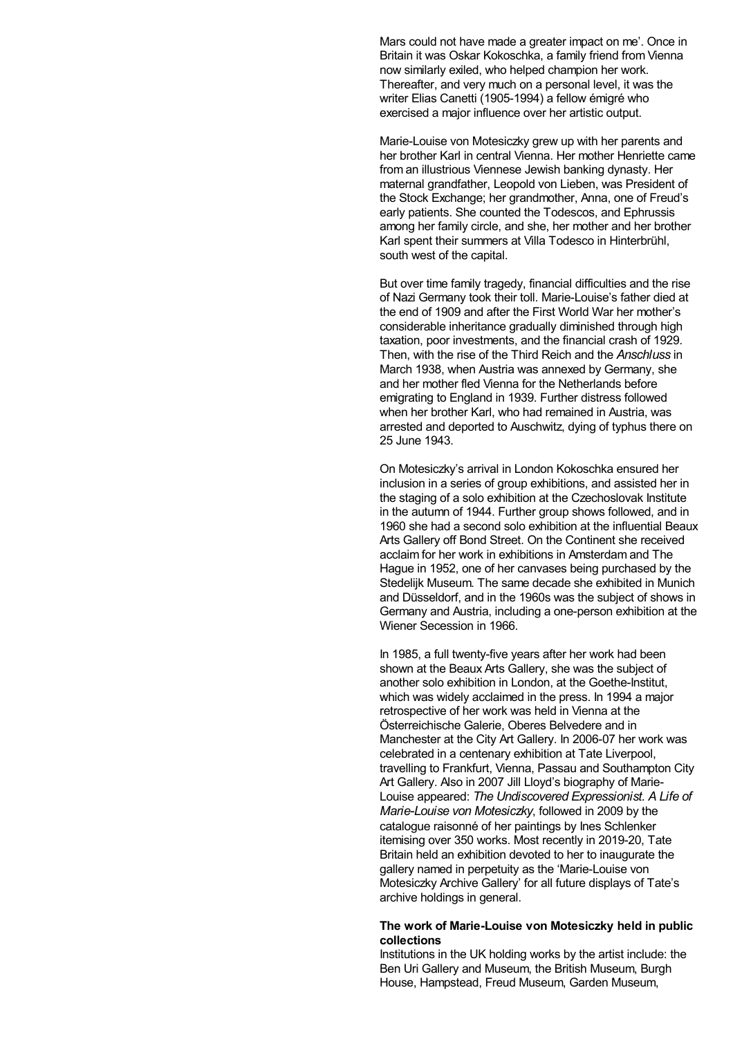Mars could not have made a greater impact on me'. Once in Britain it was Oskar Kokoschka, a family friend from Vienna now similarly exiled, who helped champion her work. Thereafter, and very much on a personal level, it was the writer Elias Canetti (1905-1994) a fellow émigré who exercised a major influence over her artistic output.

Marie-Louise von Motesiczky grew up with her parents and her brother Karl in central Vienna. Her mother Henriette came from an illustrious Viennese Jewish banking dynasty. Her maternal grandfather, Leopold von Lieben, was President of the Stock Exchange; her grandmother, Anna, one of Freud's early patients. She counted the Todescos, and Ephrussis among her family circle, and she, her mother and her brother Karl spent their summers at Villa Todesco in Hinterbrühl, south west of the capital.

But over time family tragedy, financial difficulties and the rise of Nazi Germany took their toll. Marie-Louise's father died at the end of 1909 and after the First World War her mother's considerable inheritance gradually diminished through high taxation, poor investments, and the financial crash of 1929. Then, with the rise of the Third Reich and the *Anschluss* in March 1938, when Austria was annexed by Germany, she and her mother fled Vienna for the Netherlands before emigrating to England in 1939. Further distress followed when her brother Karl, who had remained in Austria, was arrested and deported to Auschwitz, dying of typhus there on 25 June 1943.

On Motesiczky's arrival in London Kokoschka ensured her inclusion in a series of group exhibitions, and assisted her in the staging of a solo exhibition at the Czechoslovak Institute in the autumn of 1944. Further group shows followed, and in 1960 she had a second solo exhibition at the influential Beaux Arts Gallery off Bond Street. On the Continent she received acclaim for her work in exhibitions in Amsterdam and The Hague in 1952, one of her canvases being purchased by the Stedelijk Museum. The same decade she exhibited in Munich and Düsseldorf, and in the 1960s was the subject of shows in Germany and Austria, including a one-person exhibition at the Wiener Secession in 1966.

In 1985, a full twenty-five years after her work had been shown at the Beaux Arts Gallery, she was the subject of another solo exhibition in London, at the Goethe-Institut, which was widely acclaimed in the press. In 1994 a major retrospective of her work was held in Vienna at the Österreichische Galerie, Oberes Belvedere and in Manchester at the City Art Gallery. In 2006-07 her work was celebrated in a centenary exhibition at Tate Liverpool, travelling to Frankfurt, Vienna, Passau and Southampton City Art Gallery. Also in 2007 Jill Lloyd's biography of Marie-Louise appeared: *The Undiscovered Expressionist. A Life of Marie-Louise von Motesiczky*, followed in 2009 by the catalogue raisonné of her paintings by Ines Schlenker itemising over 350 works. Most recently in 2019-20, Tate Britain held an exhibition devoted to her to inaugurate the gallery named in perpetuity as the 'Marie-Louise von Motesiczky Archive Gallery' for all future displays of Tate's archive holdings in general.

**The work of Marie-Louise von Motesiczky held in public collections**

Institutions in the UK holding works by the artist include: the Ben Uri Gallery and Museum, the British Museum, Burgh House, Hampstead, Freud Museum, Garden Museum,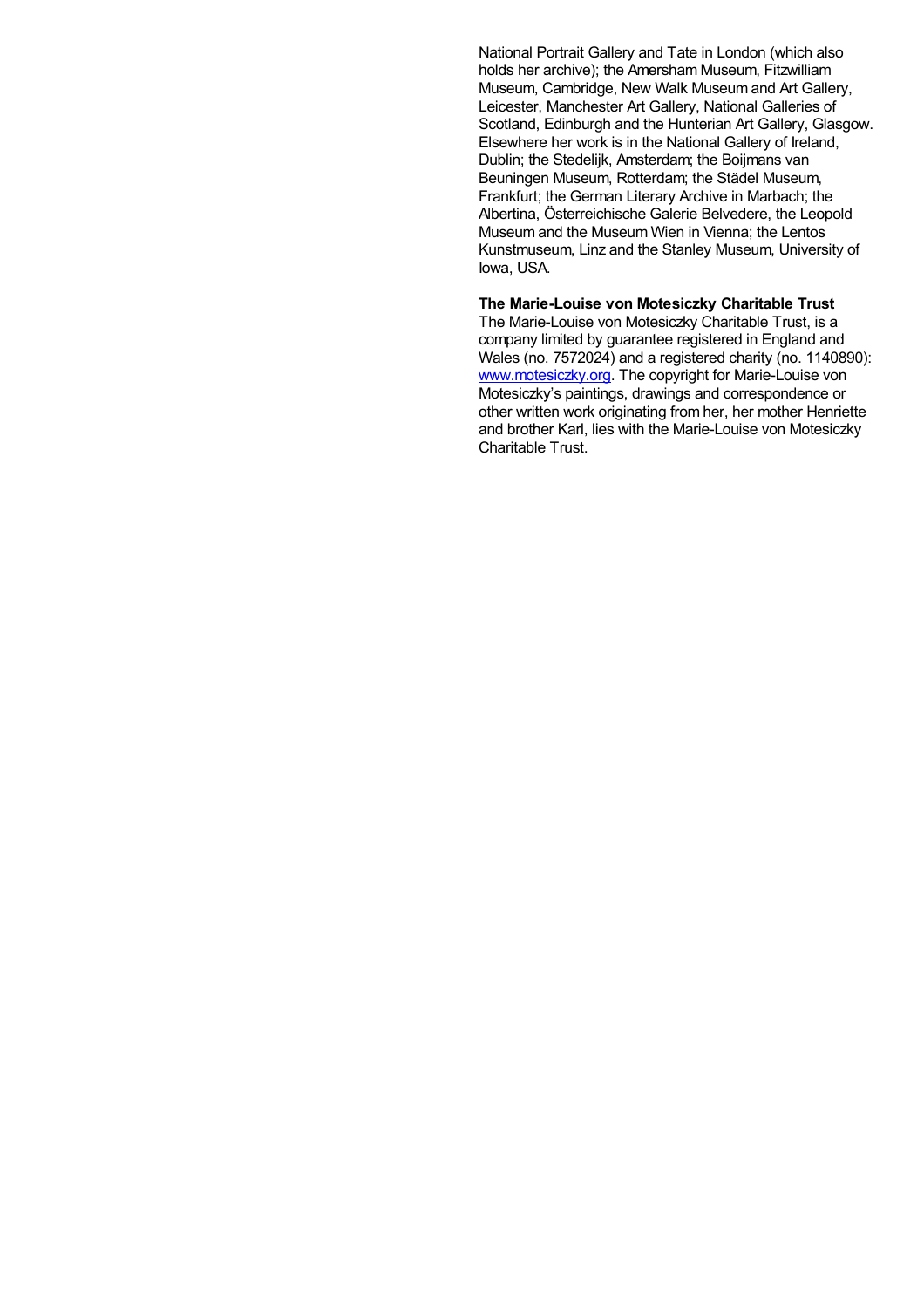National Portrait Gallery and Tate in London (which also holds her archive); the Amersham Museum, Fitzwilliam Museum, Cambridge, New Walk Museum and Art Gallery, Leicester, Manchester Art Gallery, National Galleries of Scotland, Edinburgh and the Hunterian Art Gallery, Glasgow. Elsewhere her work is in the National Gallery of Ireland, Dublin; the Stedelijk, Amsterdam; the Boijmans van Beuningen Museum, Rotterdam; the Städel Museum, Frankfurt; the German Literary Archive in Marbach; the Albertina, Österreichische Galerie Belvedere, the Leopold Museum and the Museum Wien in Vienna; the Lentos Kunstmuseum, Linz and the Stanley Museum, University of Iowa, USA.

**The Marie-Louise von Motesiczky Charitable Trust**

The Marie-Louise von Motesiczky Charitable Trust, is a company limited by guarantee registered in England and Wales (no. 7572024) and a registered charity (no. 1140890): [www.motesiczky.org](http://www.motesiczky.org). The copyright for Marie-Louise von Motesiczky's paintings, drawings and correspondence or other written work originating from her, her mother Henriette and brother Karl, lies with the Marie-Louise von Motesiczky Charitable Trust.